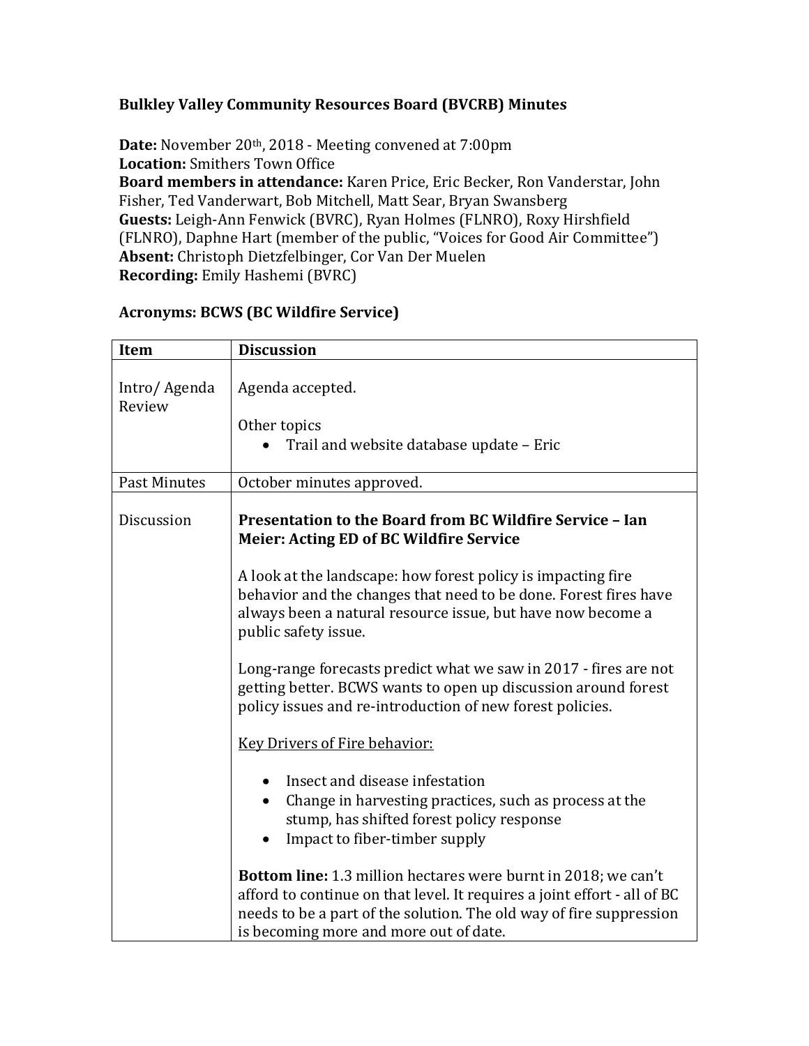## Bulkley Valley Community Resources Board (BVCRB) Minutes

**Date:** November 20th, 2018 - Meeting convened at 7:00pm
**Location:** Smithers Town Office
**Board members in attendance:** Karen Price, Eric Becker, Ron Vanderstar, John Fisher, Ted Vanderwart, Bob Mitchell, Matt Sear, Bryan Swansberg
**Guests:** Leigh-Ann Fenwick (BVRC), Ryan Holmes (FLNRO), Roxy Hirshfield (FLNRO), Daphne Hart (member of the public, "Voices for Good Air Committee")
**Absent:** Christoph Dietzfelbinger, Cor Van Der Muelen
**Recording:** Emily Hashemi (BVRC)

**Acronyms: BCWS (BC Wildfire Service)**

| Item | Discussion |
|---|---|
| Intro/ Agenda Review | Agenda accepted.<br><br>Other topics<br>• Trail and website database update – Eric |
| Past Minutes | October minutes approved. |
| Discussion | **Presentation to the Board from BC Wildfire Service – Ian Meier: Acting ED of BC Wildfire Service**<br><br>A look at the landscape: how forest policy is impacting fire behavior and the changes that need to be done. Forest fires have always been a natural resource issue, but have now become a public safety issue.<br><br>Long-range forecasts predict what we saw in 2017 - fires are not getting better. BCWS wants to open up discussion around forest policy issues and re-introduction of new forest policies.<br><br><u>Key Drivers of Fire behavior:</u><br><br>• Insect and disease infestation<br>• Change in harvesting practices, such as process at the stump, has shifted forest policy response<br>• Impact to fiber-timber supply<br><br>**Bottom line:** 1.3 million hectares were burnt in 2018; we can't afford to continue on that level. It requires a joint effort - all of BC needs to be a part of the solution. The old way of fire suppression is becoming more and more out of date. |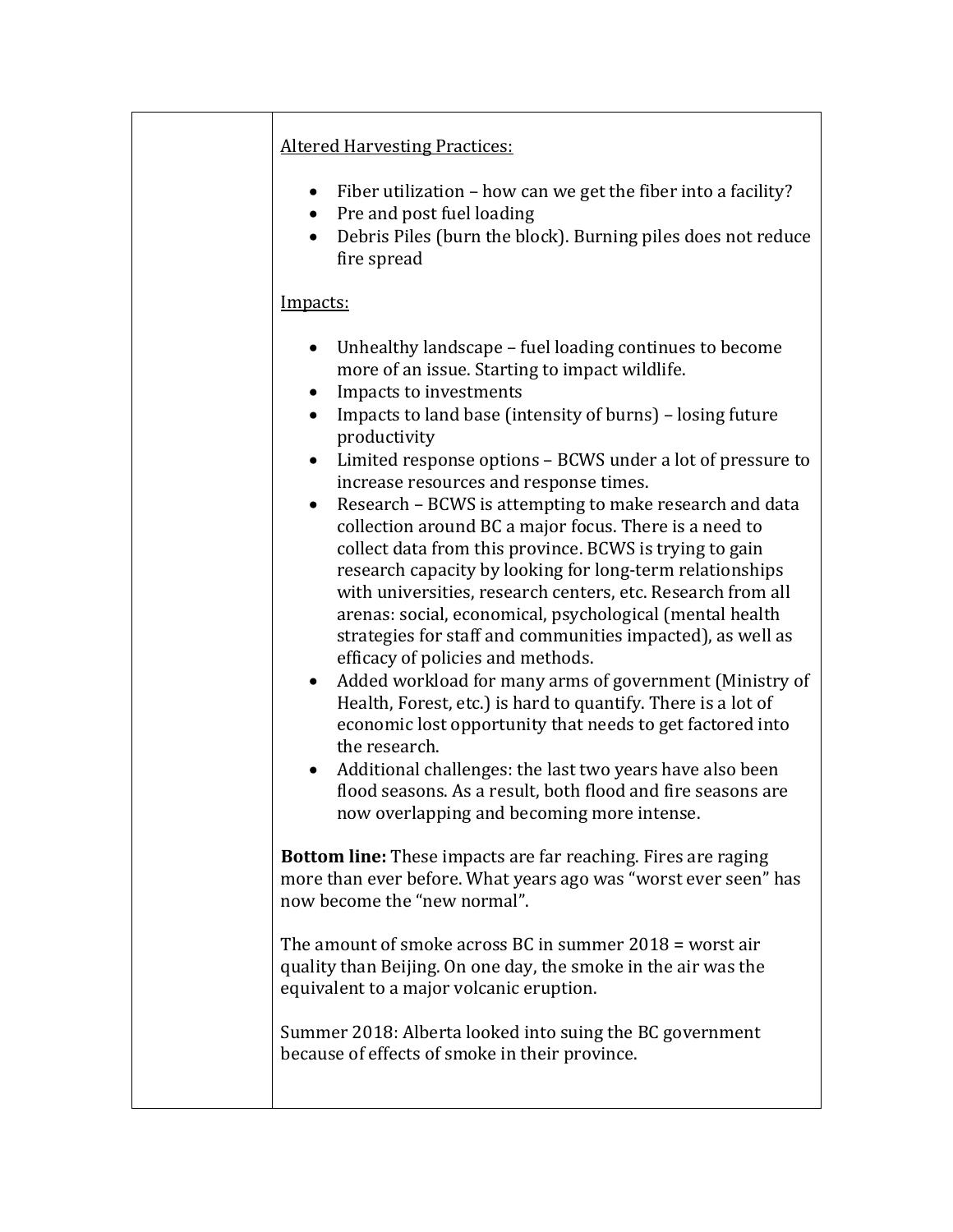Altered Harvesting Practices:

- Fiber utilization – how can we get the fiber into a facility?
- Pre and post fuel loading
- Debris Piles (burn the block). Burning piles does not reduce fire spread

Impacts:

- Unhealthy landscape – fuel loading continues to become more of an issue. Starting to impact wildlife.
- Impacts to investments
- Impacts to land base (intensity of burns) – losing future productivity
- Limited response options – BCWS under a lot of pressure to increase resources and response times.
- Research – BCWS is attempting to make research and data collection around BC a major focus. There is a need to collect data from this province. BCWS is trying to gain research capacity by looking for long-term relationships with universities, research centers, etc. Research from all arenas: social, economical, psychological (mental health strategies for staff and communities impacted), as well as efficacy of policies and methods.
- Added workload for many arms of government (Ministry of Health, Forest, etc.) is hard to quantify. There is a lot of economic lost opportunity that needs to get factored into the research.
- Additional challenges: the last two years have also been flood seasons. As a result, both flood and fire seasons are now overlapping and becoming more intense.

**Bottom line:** These impacts are far reaching. Fires are raging more than ever before. What years ago was "worst ever seen" has now become the "new normal".

The amount of smoke across BC in summer 2018 = worst air quality than Beijing. On one day, the smoke in the air was the equivalent to a major volcanic eruption.

Summer 2018: Alberta looked into suing the BC government because of effects of smoke in their province.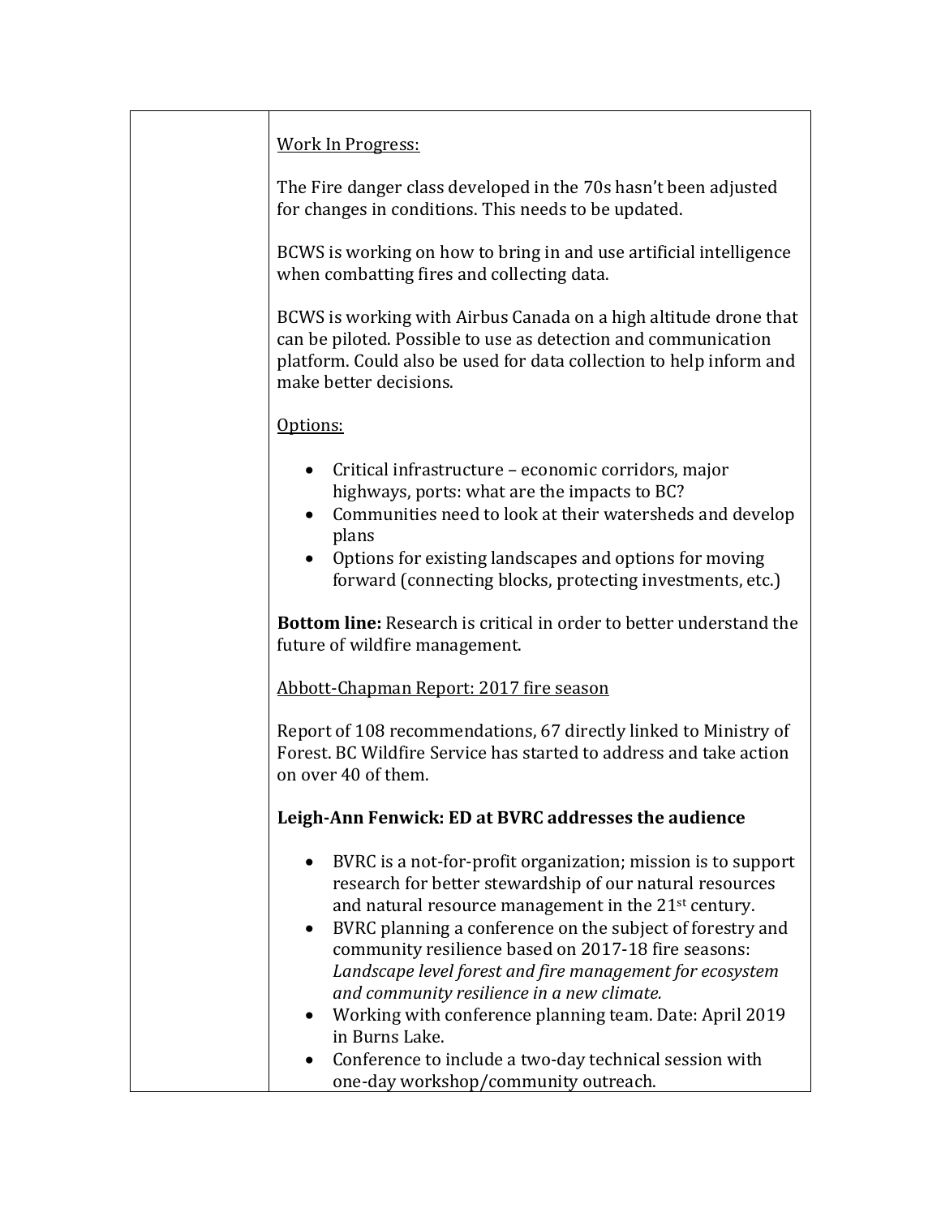Work In Progress:

The Fire danger class developed in the 70s hasn't been adjusted for changes in conditions. This needs to be updated.

BCWS is working on how to bring in and use artificial intelligence when combatting fires and collecting data.

BCWS is working with Airbus Canada on a high altitude drone that can be piloted. Possible to use as detection and communication platform. Could also be used for data collection to help inform and make better decisions.

Options:

- Critical infrastructure – economic corridors, major highways, ports: what are the impacts to BC?
- Communities need to look at their watersheds and develop plans
- Options for existing landscapes and options for moving forward (connecting blocks, protecting investments, etc.)

**Bottom line:** Research is critical in order to better understand the future of wildfire management.

Abbott-Chapman Report: 2017 fire season

Report of 108 recommendations, 67 directly linked to Ministry of Forest. BC Wildfire Service has started to address and take action on over 40 of them.

**Leigh-Ann Fenwick: ED at BVRC addresses the audience**

- BVRC is a not-for-profit organization; mission is to support research for better stewardship of our natural resources and natural resource management in the 21st century.
- BVRC planning a conference on the subject of forestry and community resilience based on 2017-18 fire seasons: *Landscape level forest and fire management for ecosystem and community resilience in a new climate.*
- Working with conference planning team. Date: April 2019 in Burns Lake.
- Conference to include a two-day technical session with one-day workshop/community outreach.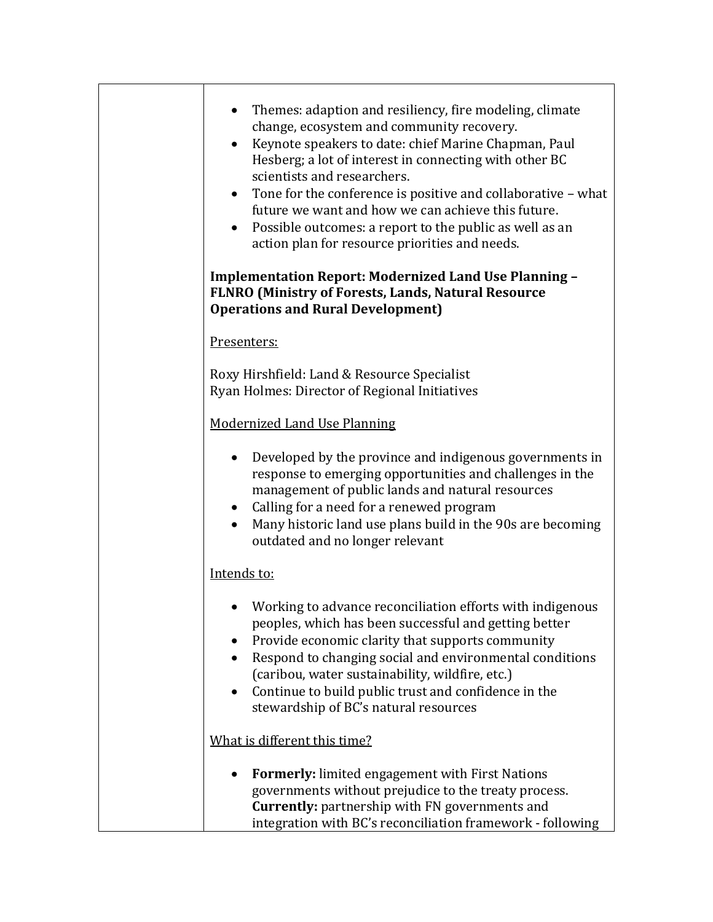- Themes: adaption and resiliency, fire modeling, climate change, ecosystem and community recovery.
- Keynote speakers to date: chief Marine Chapman, Paul Hesberg; a lot of interest in connecting with other BC scientists and researchers.
- Tone for the conference is positive and collaborative – what future we want and how we can achieve this future.
- Possible outcomes: a report to the public as well as an action plan for resource priorities and needs.

**Implementation Report: Modernized Land Use Planning – FLNRO (Ministry of Forests, Lands, Natural Resource Operations and Rural Development)**

Presenters:

Roxy Hirshfield: Land & Resource Specialist
Ryan Holmes: Director of Regional Initiatives

Modernized Land Use Planning

- Developed by the province and indigenous governments in response to emerging opportunities and challenges in the management of public lands and natural resources
- Calling for a need for a renewed program
- Many historic land use plans build in the 90s are becoming outdated and no longer relevant

Intends to:

- Working to advance reconciliation efforts with indigenous peoples, which has been successful and getting better
- Provide economic clarity that supports community
- Respond to changing social and environmental conditions (caribou, water sustainability, wildfire, etc.)
- Continue to build public trust and confidence in the stewardship of BC's natural resources

What is different this time?

- **Formerly:** limited engagement with First Nations governments without prejudice to the treaty process. **Currently:** partnership with FN governments and integration with BC's reconciliation framework - following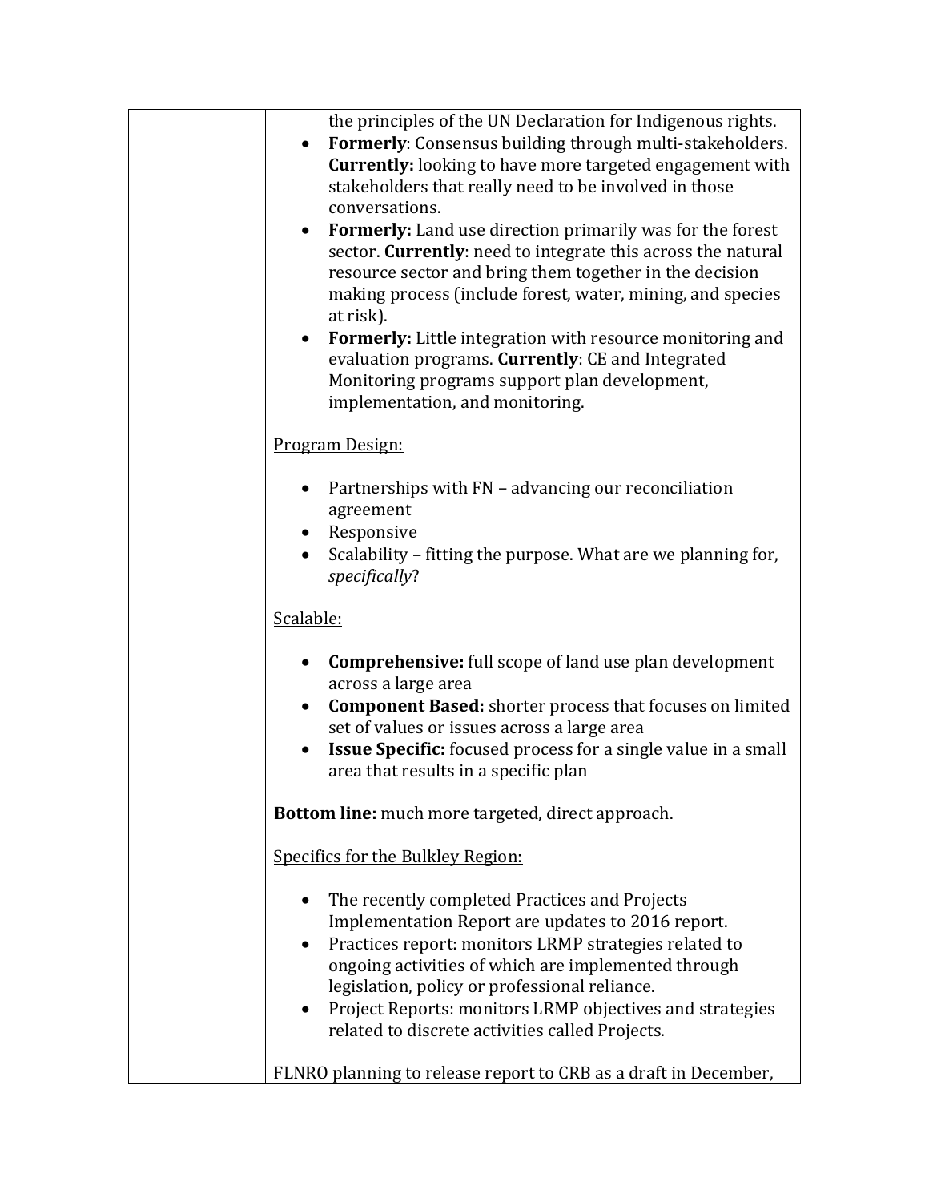| | the principles of the UN Declaration for Indigenous rights.<br>• **Formerly**: Consensus building through multi-stakeholders. **Currently:** looking to have more targeted engagement with stakeholders that really need to be involved in those conversations.<br>• **Formerly:** Land use direction primarily was for the forest sector. **Currently**: need to integrate this across the natural resource sector and bring them together in the decision making process (include forest, water, mining, and species at risk).<br>• **Formerly:** Little integration with resource monitoring and evaluation programs. **Currently**: CE and Integrated Monitoring programs support plan development, implementation, and monitoring.<br><br><u>Program Design:</u><br><br>• Partnerships with FN – advancing our reconciliation agreement<br>• Responsive<br>• Scalability – fitting the purpose. What are we planning for, *specifically*?<br><br><u>Scalable:</u><br><br>• **Comprehensive:** full scope of land use plan development across a large area<br>• **Component Based:** shorter process that focuses on limited set of values or issues across a large area<br>• **Issue Specific:** focused process for a single value in a small area that results in a specific plan<br><br>**Bottom line:** much more targeted, direct approach.<br><br><u>Specifics for the Bulkley Region:</u><br><br>• The recently completed Practices and Projects Implementation Report are updates to 2016 report.<br>• Practices report: monitors LRMP strategies related to ongoing activities of which are implemented through legislation, policy or professional reliance.<br>• Project Reports: monitors LRMP objectives and strategies related to discrete activities called Projects.<br><br>FLNRO planning to release report to CRB as a draft in December, |
|---|---|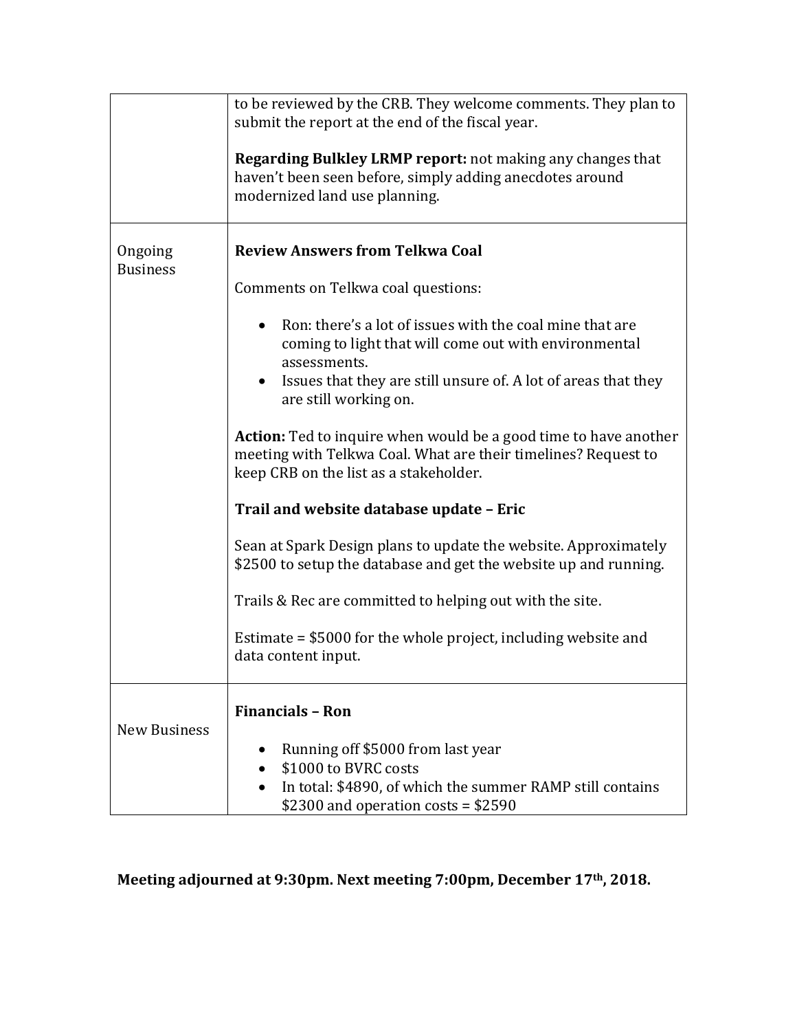| | |
|---|---|
| | to be reviewed by the CRB. They welcome comments. They plan to submit the report at the end of the fiscal year.<br><br>**Regarding Bulkley LRMP report:** not making any changes that haven't been seen before, simply adding anecdotes around modernized land use planning. |
| Ongoing Business | **Review Answers from Telkwa Coal**<br><br>Comments on Telkwa coal questions:<br><br>• Ron: there's a lot of issues with the coal mine that are coming to light that will come out with environmental assessments.<br>• Issues that they are still unsure of. A lot of areas that they are still working on.<br><br>**Action:** Ted to inquire when would be a good time to have another meeting with Telkwa Coal. What are their timelines? Request to keep CRB on the list as a stakeholder.<br><br>**Trail and website database update – Eric**<br><br>Sean at Spark Design plans to update the website. Approximately $2500 to setup the database and get the website up and running.<br><br>Trails & Rec are committed to helping out with the site.<br><br>Estimate = $5000 for the whole project, including website and data content input. |
| New Business | **Financials – Ron**<br><br>• Running off $5000 from last year<br>• $1000 to BVRC costs<br>• In total: $4890, of which the summer RAMP still contains $2300 and operation costs = $2590 |

**Meeting adjourned at 9:30pm. Next meeting 7:00pm, December 17th, 2018.**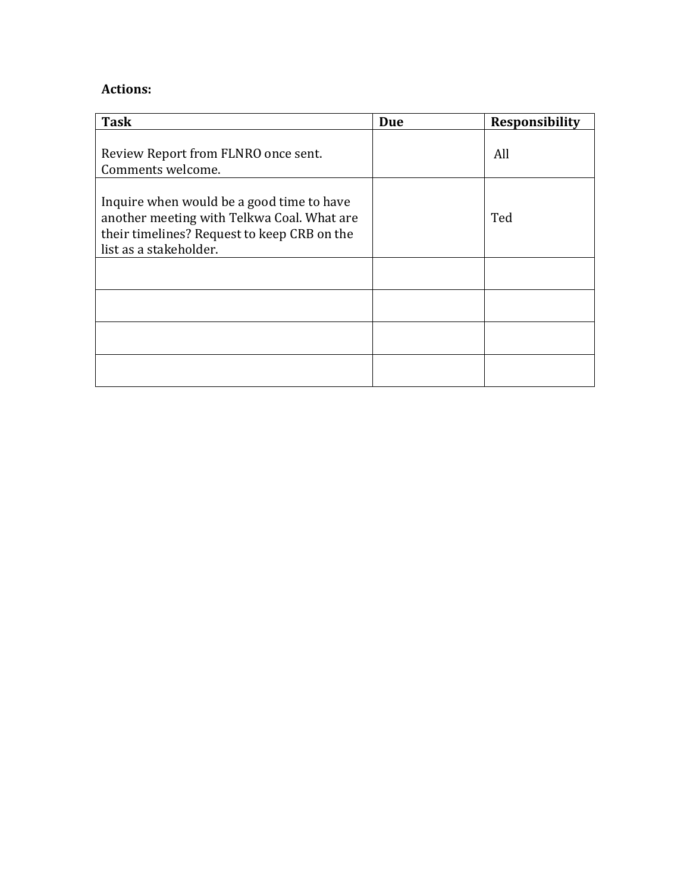**Actions:**

| Task | Due | Responsibility |
|---|---|---|
| Review Report from FLNRO once sent. Comments welcome. | | All |
| Inquire when would be a good time to have another meeting with Telkwa Coal. What are their timelines? Request to keep CRB on the list as a stakeholder. | | Ted |
| | | |
| | | |
| | | |
| | | |